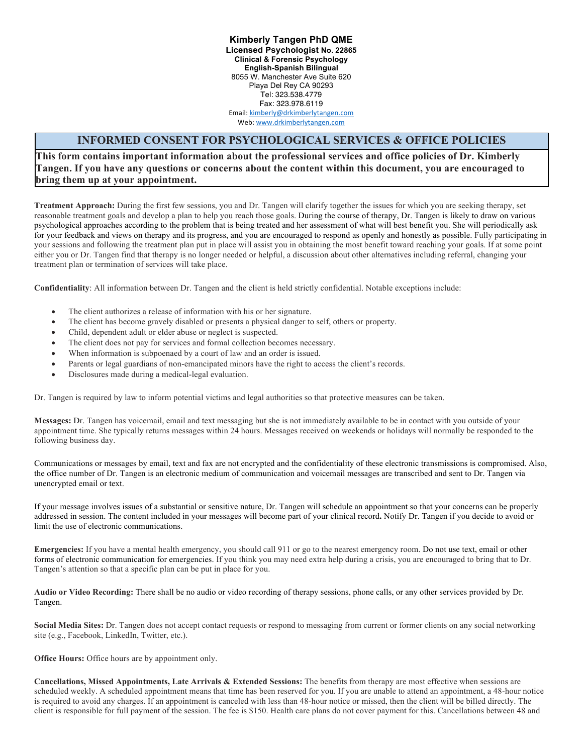**Kimberly Tangen PhD QME**
**Licensed Psychologist No. 22865**
**Clinical & Forensic Psychology**
**English-Spanish Bilingual**
8055 W. Manchester Ave Suite 620
Playa Del Rey CA 90293
Tel: 323.538.4779
Fax: 323.978.6119
Email: kimberly@drkimberlytangen.com
Web: www.drkimberlytangen.com

# INFORMED CONSENT FOR PSYCHOLOGICAL SERVICES & OFFICE POLICIES

**This form contains important information about the professional services and office policies of Dr. Kimberly Tangen. If you have any questions or concerns about the content within this document, you are encouraged to bring them up at your appointment.**

**Treatment Approach:** During the first few sessions, you and Dr. Tangen will clarify together the issues for which you are seeking therapy, set reasonable treatment goals and develop a plan to help you reach those goals. During the course of therapy, Dr. Tangen is likely to draw on various psychological approaches according to the problem that is being treated and her assessment of what will best benefit you. She will periodically ask for your feedback and views on therapy and its progress, and you are encouraged to respond as openly and honestly as possible. Fully participating in your sessions and following the treatment plan put in place will assist you in obtaining the most benefit toward reaching your goals. If at some point either you or Dr. Tangen find that therapy is no longer needed or helpful, a discussion about other alternatives including referral, changing your treatment plan or termination of services will take place.

**Confidentiality**: All information between Dr. Tangen and the client is held strictly confidential. Notable exceptions include:

- The client authorizes a release of information with his or her signature.
- The client has become gravely disabled or presents a physical danger to self, others or property.
- Child, dependent adult or elder abuse or neglect is suspected.
- The client does not pay for services and formal collection becomes necessary.
- When information is subpoenaed by a court of law and an order is issued.
- Parents or legal guardians of non-emancipated minors have the right to access the client's records.
- Disclosures made during a medical-legal evaluation.

Dr. Tangen is required by law to inform potential victims and legal authorities so that protective measures can be taken.

**Messages:** Dr. Tangen has voicemail, email and text messaging but she is not immediately available to be in contact with you outside of your appointment time. She typically returns messages within 24 hours. Messages received on weekends or holidays will normally be responded to the following business day.

Communications or messages by email, text and fax are not encrypted and the confidentiality of these electronic transmissions is compromised. Also, the office number of Dr. Tangen is an electronic medium of communication and voicemail messages are transcribed and sent to Dr. Tangen via unencrypted email or text.

If your message involves issues of a substantial or sensitive nature, Dr. Tangen will schedule an appointment so that your concerns can be properly addressed in session. The content included in your messages will become part of your clinical record**.** Notify Dr. Tangen if you decide to avoid or limit the use of electronic communications.

**Emergencies:** If you have a mental health emergency, you should call 911 or go to the nearest emergency room. Do not use text, email or other forms of electronic communication for emergencies. If you think you may need extra help during a crisis, you are encouraged to bring that to Dr. Tangen's attention so that a specific plan can be put in place for you.

**Audio or Video Recording:** There shall be no audio or video recording of therapy sessions, phone calls, or any other services provided by Dr. Tangen.

**Social Media Sites:** Dr. Tangen does not accept contact requests or respond to messaging from current or former clients on any social networking site (e.g., Facebook, LinkedIn, Twitter, etc.).

**Office Hours:** Office hours are by appointment only.

**Cancellations, Missed Appointments, Late Arrivals & Extended Sessions:** The benefits from therapy are most effective when sessions are scheduled weekly. A scheduled appointment means that time has been reserved for you. If you are unable to attend an appointment, a 48-hour notice is required to avoid any charges. If an appointment is canceled with less than 48-hour notice or missed, then the client will be billed directly. The client is responsible for full payment of the session. The fee is $150. Health care plans do not cover payment for this. Cancellations between 48 and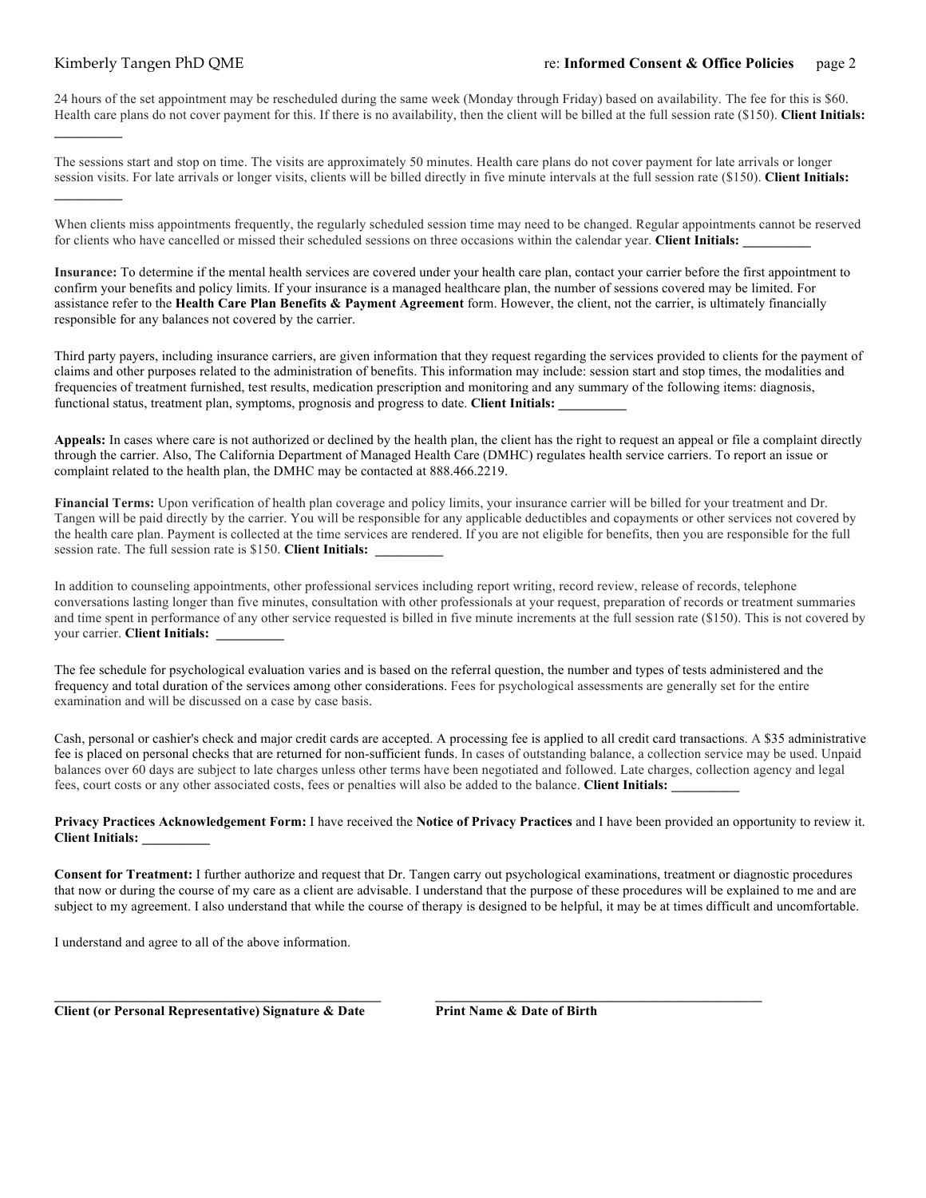24 hours of the set appointment may be rescheduled during the same week (Monday through Friday) based on availability. The fee for this is $60. Health care plans do not cover payment for this. If there is no availability, then the client will be billed at the full session rate ($150). **Client Initials: __________**

The sessions start and stop on time. The visits are approximately 50 minutes. Health care plans do not cover payment for late arrivals or longer session visits. For late arrivals or longer visits, clients will be billed directly in five minute intervals at the full session rate ($150). **Client Initials: __________**

When clients miss appointments frequently, the regularly scheduled session time may need to be changed. Regular appointments cannot be reserved for clients who have cancelled or missed their scheduled sessions on three occasions within the calendar year. **Client Initials: __________**

**Insurance:** To determine if the mental health services are covered under your health care plan, contact your carrier before the first appointment to confirm your benefits and policy limits. If your insurance is a managed healthcare plan, the number of sessions covered may be limited. For assistance refer to the **Health Care Plan Benefits & Payment Agreement** form. However, the client, not the carrier, is ultimately financially responsible for any balances not covered by the carrier.

Third party payers, including insurance carriers, are given information that they request regarding the services provided to clients for the payment of claims and other purposes related to the administration of benefits. This information may include: session start and stop times, the modalities and frequencies of treatment furnished, test results, medication prescription and monitoring and any summary of the following items: diagnosis, functional status, treatment plan, symptoms, prognosis and progress to date. **Client Initials: __________**

**Appeals:** In cases where care is not authorized or declined by the health plan, the client has the right to request an appeal or file a complaint directly through the carrier. Also, The California Department of Managed Health Care (DMHC) regulates health service carriers. To report an issue or complaint related to the health plan, the DMHC may be contacted at 888.466.2219.

**Financial Terms:** Upon verification of health plan coverage and policy limits, your insurance carrier will be billed for your treatment and Dr. Tangen will be paid directly by the carrier. You will be responsible for any applicable deductibles and copayments or other services not covered by the health care plan. Payment is collected at the time services are rendered. If you are not eligible for benefits, then you are responsible for the full session rate. The full session rate is $150. **Client Initials: __________**

In addition to counseling appointments, other professional services including report writing, record review, release of records, telephone conversations lasting longer than five minutes, consultation with other professionals at your request, preparation of records or treatment summaries and time spent in performance of any other service requested is billed in five minute increments at the full session rate ($150). This is not covered by your carrier. **Client Initials: __________**

The fee schedule for psychological evaluation varies and is based on the referral question, the number and types of tests administered and the frequency and total duration of the services among other considerations. Fees for psychological assessments are generally set for the entire examination and will be discussed on a case by case basis.

Cash, personal or cashier's check and major credit cards are accepted. A processing fee is applied to all credit card transactions. A $35 administrative fee is placed on personal checks that are returned for non-sufficient funds. In cases of outstanding balance, a collection service may be used. Unpaid balances over 60 days are subject to late charges unless other terms have been negotiated and followed. Late charges, collection agency and legal fees, court costs or any other associated costs, fees or penalties will also be added to the balance. **Client Initials: __________**

**Privacy Practices Acknowledgement Form:** I have received the **Notice of Privacy Practices** and I have been provided an opportunity to review it. **Client Initials: __________**

**Consent for Treatment:** I further authorize and request that Dr. Tangen carry out psychological examinations, treatment or diagnostic procedures that now or during the course of my care as a client are advisable. I understand that the purpose of these procedures will be explained to me and are subject to my agreement. I also understand that while the course of therapy is designed to be helpful, it may be at times difficult and uncomfortable.

I understand and agree to all of the above information.

______________________________________________ ______________________________________________

**Client (or Personal Representative) Signature & Date** **Print Name & Date of Birth**